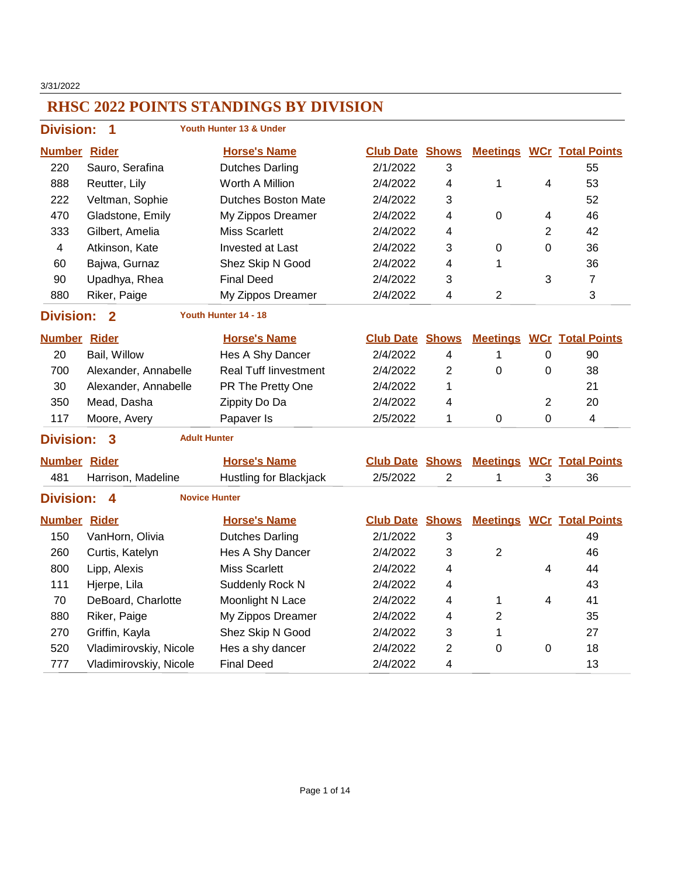3/31/2022

# RHSC 2022 POINTS STANDINGS BY DIVISION

## Division: 1 — Youth Hunter 13 & Under

| Number | Rider | Horse's Name | Club Date | Shows | Meetings | WCr | Total Points |
|---|---|---|---|---|---|---|---|
| 220 | Sauro, Serafina | Dutches Darling | 2/1/2022 | 3 | | | 55 |
| 888 | Reutter, Lily | Worth A Million | 2/4/2022 | 4 | 1 | 4 | 53 |
| 222 | Veltman, Sophie | Dutches Boston Mate | 2/4/2022 | 3 | | | 52 |
| 470 | Gladstone, Emily | My Zippos Dreamer | 2/4/2022 | 4 | 0 | 4 | 46 |
| 333 | Gilbert, Amelia | Miss Scarlett | 2/4/2022 | 4 | | 2 | 42 |
| 4 | Atkinson, Kate | Invested at Last | 2/4/2022 | 3 | 0 | 0 | 36 |
| 60 | Bajwa, Gurnaz | Shez Skip N Good | 2/4/2022 | 4 | 1 | | 36 |
| 90 | Upadhya, Rhea | Final Deed | 2/4/2022 | 3 | | 3 | 7 |
| 880 | Riker, Paige | My Zippos Dreamer | 2/4/2022 | 4 | 2 | | 3 |

## Division: 2 — Youth Hunter 14 - 18

| Number | Rider | Horse's Name | Club Date | Shows | Meetings | WCr | Total Points |
|---|---|---|---|---|---|---|---|
| 20 | Bail, Willow | Hes A Shy Dancer | 2/4/2022 | 4 | 1 | 0 | 90 |
| 700 | Alexander, Annabelle | Real Tuff Iinvestment | 2/4/2022 | 2 | 0 | 0 | 38 |
| 30 | Alexander, Annabelle | PR The Pretty One | 2/4/2022 | 1 | | | 21 |
| 350 | Mead, Dasha | Zippity Do Da | 2/4/2022 | 4 | | 2 | 20 |
| 117 | Moore, Avery | Papaver Is | 2/5/2022 | 1 | 0 | 0 | 4 |

## Division: 3 — Adult Hunter

| Number | Rider | Horse's Name | Club Date | Shows | Meetings | WCr | Total Points |
|---|---|---|---|---|---|---|---|
| 481 | Harrison, Madeline | Hustling for Blackjack | 2/5/2022 | 2 | 1 | 3 | 36 |

## Division: 4 — Novice Hunter

| Number | Rider | Horse's Name | Club Date | Shows | Meetings | WCr | Total Points |
|---|---|---|---|---|---|---|---|
| 150 | VanHorn, Olivia | Dutches Darling | 2/1/2022 | 3 | | | 49 |
| 260 | Curtis, Katelyn | Hes A Shy Dancer | 2/4/2022 | 3 | 2 | | 46 |
| 800 | Lipp, Alexis | Miss Scarlett | 2/4/2022 | 4 | | 4 | 44 |
| 111 | Hjerpe, Lila | Suddenly Rock N | 2/4/2022 | 4 | | | 43 |
| 70 | DeBoard, Charlotte | Moonlight N Lace | 2/4/2022 | 4 | 1 | 4 | 41 |
| 880 | Riker, Paige | My Zippos Dreamer | 2/4/2022 | 4 | 2 | | 35 |
| 270 | Griffin, Kayla | Shez Skip N Good | 2/4/2022 | 3 | 1 | | 27 |
| 520 | Vladimirovskiy, Nicole | Hes a shy dancer | 2/4/2022 | 2 | 0 | 0 | 18 |
| 777 | Vladimirovskiy, Nicole | Final Deed | 2/4/2022 | 4 | | | 13 |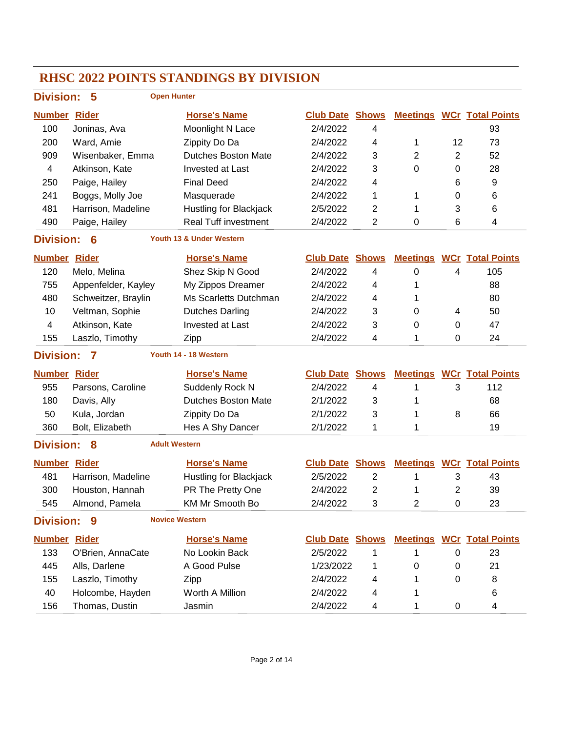# RHSC 2022 POINTS STANDINGS BY DIVISION

## Division: 5 — Open Hunter

| Number | Rider | Horse's Name | Club Date | Shows | Meetings | WCr | Total Points |
|---|---|---|---|---|---|---|---|
| 100 | Joninas, Ava | Moonlight N Lace | 2/4/2022 | 4 | | | 93 |
| 200 | Ward, Amie | Zippity Do Da | 2/4/2022 | 4 | 1 | 12 | 73 |
| 909 | Wisenbaker, Emma | Dutches Boston Mate | 2/4/2022 | 3 | 2 | 2 | 52 |
| 4 | Atkinson, Kate | Invested at Last | 2/4/2022 | 3 | 0 | 0 | 28 |
| 250 | Paige, Hailey | Final Deed | 2/4/2022 | 4 | | 6 | 9 |
| 241 | Boggs, Molly Joe | Masquerade | 2/4/2022 | 1 | 1 | 0 | 6 |
| 481 | Harrison, Madeline | Hustling for Blackjack | 2/5/2022 | 2 | 1 | 3 | 6 |
| 490 | Paige, Hailey | Real Tuff investment | 2/4/2022 | 2 | 0 | 6 | 4 |

## Division: 6 — Youth 13 & Under Western

| Number | Rider | Horse's Name | Club Date | Shows | Meetings | WCr | Total Points |
|---|---|---|---|---|---|---|---|
| 120 | Melo, Melina | Shez Skip N Good | 2/4/2022 | 4 | 0 | 4 | 105 |
| 755 | Appenfelder, Kayley | My Zippos Dreamer | 2/4/2022 | 4 | 1 | | 88 |
| 480 | Schweitzer, Braylin | Ms Scarletts Dutchman | 2/4/2022 | 4 | 1 | | 80 |
| 10 | Veltman, Sophie | Dutches Darling | 2/4/2022 | 3 | 0 | 4 | 50 |
| 4 | Atkinson, Kate | Invested at Last | 2/4/2022 | 3 | 0 | 0 | 47 |
| 155 | Laszlo, Timothy | Zipp | 2/4/2022 | 4 | 1 | 0 | 24 |

## Division: 7 — Youth 14 - 18 Western

| Number | Rider | Horse's Name | Club Date | Shows | Meetings | WCr | Total Points |
|---|---|---|---|---|---|---|---|
| 955 | Parsons, Caroline | Suddenly Rock N | 2/4/2022 | 4 | 1 | 3 | 112 |
| 180 | Davis, Ally | Dutches Boston Mate | 2/1/2022 | 3 | 1 | | 68 |
| 50 | Kula, Jordan | Zippity Do Da | 2/1/2022 | 3 | 1 | 8 | 66 |
| 360 | Bolt, Elizabeth | Hes A Shy Dancer | 2/1/2022 | 1 | 1 | | 19 |

## Division: 8 — Adult Western

| Number | Rider | Horse's Name | Club Date | Shows | Meetings | WCr | Total Points |
|---|---|---|---|---|---|---|---|
| 481 | Harrison, Madeline | Hustling for Blackjack | 2/5/2022 | 2 | 1 | 3 | 43 |
| 300 | Houston, Hannah | PR The Pretty One | 2/4/2022 | 2 | 1 | 2 | 39 |
| 545 | Almond, Pamela | KM Mr Smooth Bo | 2/4/2022 | 3 | 2 | 0 | 23 |

## Division: 9 — Novice Western

| Number | Rider | Horse's Name | Club Date | Shows | Meetings | WCr | Total Points |
|---|---|---|---|---|---|---|---|
| 133 | O'Brien, AnnaCate | No Lookin Back | 2/5/2022 | 1 | 1 | 0 | 23 |
| 445 | Alls, Darlene | A Good Pulse | 1/23/2022 | 1 | 0 | 0 | 21 |
| 155 | Laszlo, Timothy | Zipp | 2/4/2022 | 4 | 1 | 0 | 8 |
| 40 | Holcombe, Hayden | Worth A Million | 2/4/2022 | 4 | 1 | | 6 |
| 156 | Thomas, Dustin | Jasmin | 2/4/2022 | 4 | 1 | 0 | 4 |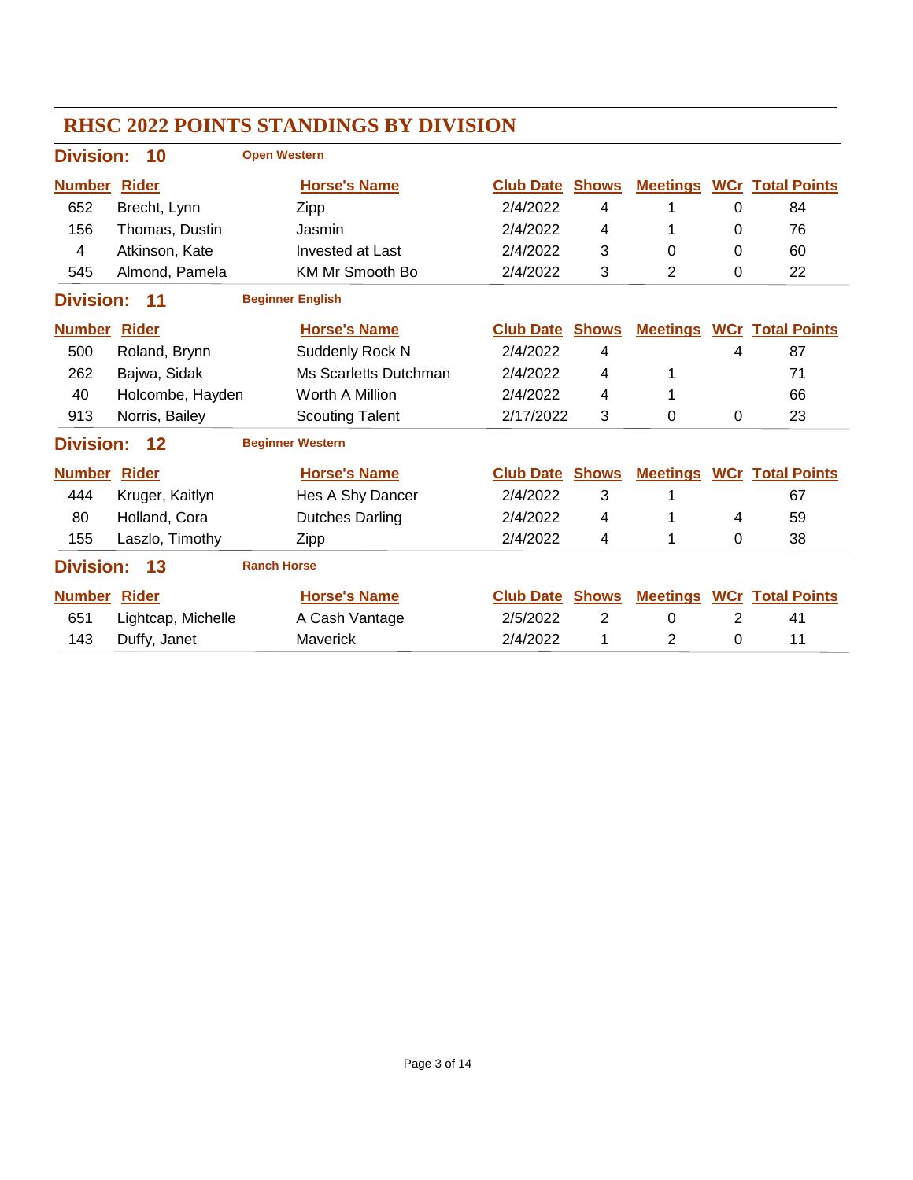# RHSC 2022 POINTS STANDINGS BY DIVISION

## Division: 10 — Open Western

| Number | Rider | Horse's Name | Club Date | Shows | Meetings | WCr | Total Points |
|---|---|---|---|---|---|---|---|
| 652 | Brecht, Lynn | Zipp | 2/4/2022 | 4 | 1 | 0 | 84 |
| 156 | Thomas, Dustin | Jasmin | 2/4/2022 | 4 | 1 | 0 | 76 |
| 4 | Atkinson, Kate | Invested at Last | 2/4/2022 | 3 | 0 | 0 | 60 |
| 545 | Almond, Pamela | KM Mr Smooth Bo | 2/4/2022 | 3 | 2 | 0 | 22 |

## Division: 11 — Beginner English

| Number | Rider | Horse's Name | Club Date | Shows | Meetings | WCr | Total Points |
|---|---|---|---|---|---|---|---|
| 500 | Roland, Brynn | Suddenly Rock N | 2/4/2022 | 4 | | 4 | 87 |
| 262 | Bajwa, Sidak | Ms Scarletts Dutchman | 2/4/2022 | 4 | 1 | | 71 |
| 40 | Holcombe, Hayden | Worth A Million | 2/4/2022 | 4 | 1 | | 66 |
| 913 | Norris, Bailey | Scouting Talent | 2/17/2022 | 3 | 0 | 0 | 23 |

## Division: 12 — Beginner Western

| Number | Rider | Horse's Name | Club Date | Shows | Meetings | WCr | Total Points |
|---|---|---|---|---|---|---|---|
| 444 | Kruger, Kaitlyn | Hes A Shy Dancer | 2/4/2022 | 3 | 1 | | 67 |
| 80 | Holland, Cora | Dutches Darling | 2/4/2022 | 4 | 1 | 4 | 59 |
| 155 | Laszlo, Timothy | Zipp | 2/4/2022 | 4 | 1 | 0 | 38 |

## Division: 13 — Ranch Horse

| Number | Rider | Horse's Name | Club Date | Shows | Meetings | WCr | Total Points |
|---|---|---|---|---|---|---|---|
| 651 | Lightcap, Michelle | A Cash Vantage | 2/5/2022 | 2 | 0 | 2 | 41 |
| 143 | Duffy, Janet | Maverick | 2/4/2022 | 1 | 2 | 0 | 11 |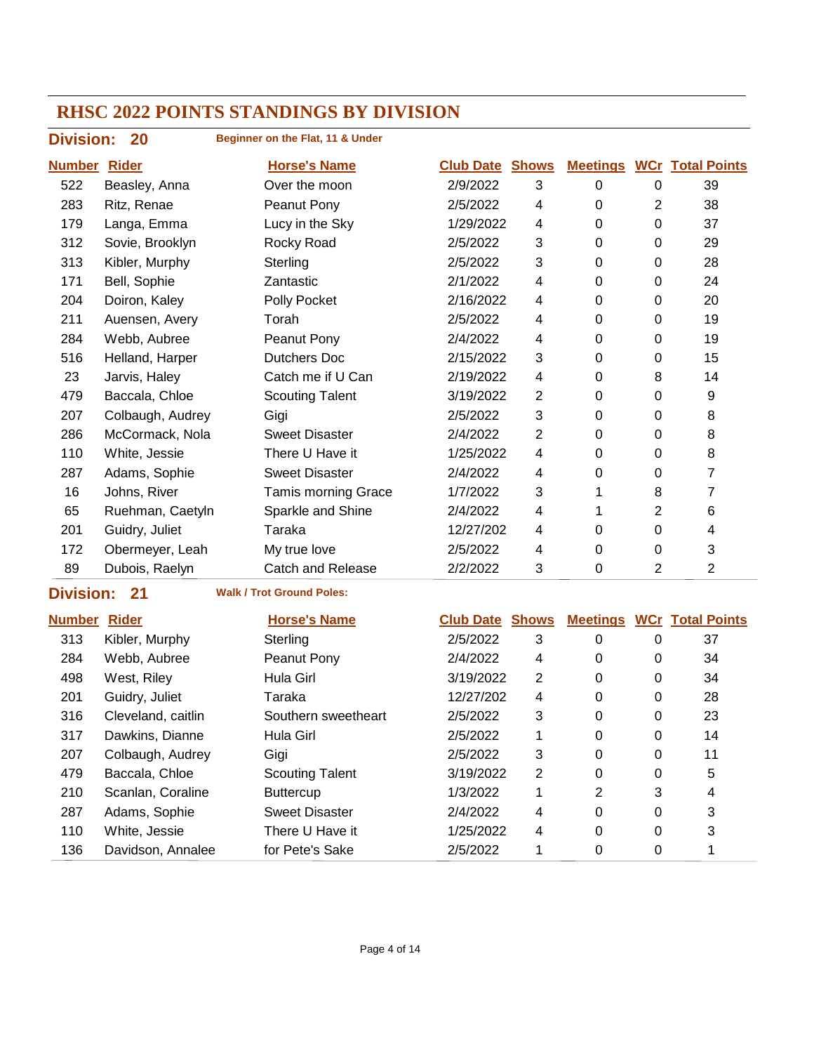# RHSC 2022 POINTS STANDINGS BY DIVISION

## Division: 20

**Beginner on the Flat, 11 & Under**

| Number | Rider | Horse's Name | Club Date | Shows | Meetings | WCr | Total Points |
|---|---|---|---|---|---|---|---|
| 522 | Beasley, Anna | Over the moon | 2/9/2022 | 3 | 0 | 0 | 39 |
| 283 | Ritz, Renae | Peanut Pony | 2/5/2022 | 4 | 0 | 2 | 38 |
| 179 | Langa, Emma | Lucy in the Sky | 1/29/2022 | 4 | 0 | 0 | 37 |
| 312 | Sovie, Brooklyn | Rocky Road | 2/5/2022 | 3 | 0 | 0 | 29 |
| 313 | Kibler, Murphy | Sterling | 2/5/2022 | 3 | 0 | 0 | 28 |
| 171 | Bell, Sophie | Zantastic | 2/1/2022 | 4 | 0 | 0 | 24 |
| 204 | Doiron, Kaley | Polly Pocket | 2/16/2022 | 4 | 0 | 0 | 20 |
| 211 | Auensen, Avery | Torah | 2/5/2022 | 4 | 0 | 0 | 19 |
| 284 | Webb, Aubree | Peanut Pony | 2/4/2022 | 4 | 0 | 0 | 19 |
| 516 | Helland, Harper | Dutchers Doc | 2/15/2022 | 3 | 0 | 0 | 15 |
| 23 | Jarvis, Haley | Catch me if U Can | 2/19/2022 | 4 | 0 | 8 | 14 |
| 479 | Baccala, Chloe | Scouting Talent | 3/19/2022 | 2 | 0 | 0 | 9 |
| 207 | Colbaugh, Audrey | Gigi | 2/5/2022 | 3 | 0 | 0 | 8 |
| 286 | McCormack, Nola | Sweet Disaster | 2/4/2022 | 2 | 0 | 0 | 8 |
| 110 | White, Jessie | There U Have it | 1/25/2022 | 4 | 0 | 0 | 8 |
| 287 | Adams, Sophie | Sweet Disaster | 2/4/2022 | 4 | 0 | 0 | 7 |
| 16 | Johns, River | Tamis morning Grace | 1/7/2022 | 3 | 1 | 8 | 7 |
| 65 | Ruehman, Caetyln | Sparkle and Shine | 2/4/2022 | 4 | 1 | 2 | 6 |
| 201 | Guidry, Juliet | Taraka | 12/27/202 | 4 | 0 | 0 | 4 |
| 172 | Obermeyer, Leah | My true love | 2/5/2022 | 4 | 0 | 0 | 3 |
| 89 | Dubois, Raelyn | Catch and Release | 2/2/2022 | 3 | 0 | 2 | 2 |

## Division: 21

**Walk / Trot Ground Poles:**

| Number | Rider | Horse's Name | Club Date | Shows | Meetings | WCr | Total Points |
|---|---|---|---|---|---|---|---|
| 313 | Kibler, Murphy | Sterling | 2/5/2022 | 3 | 0 | 0 | 37 |
| 284 | Webb, Aubree | Peanut Pony | 2/4/2022 | 4 | 0 | 0 | 34 |
| 498 | West, Riley | Hula Girl | 3/19/2022 | 2 | 0 | 0 | 34 |
| 201 | Guidry, Juliet | Taraka | 12/27/202 | 4 | 0 | 0 | 28 |
| 316 | Cleveland, caitlin | Southern sweetheart | 2/5/2022 | 3 | 0 | 0 | 23 |
| 317 | Dawkins, Dianne | Hula Girl | 2/5/2022 | 1 | 0 | 0 | 14 |
| 207 | Colbaugh, Audrey | Gigi | 2/5/2022 | 3 | 0 | 0 | 11 |
| 479 | Baccala, Chloe | Scouting Talent | 3/19/2022 | 2 | 0 | 0 | 5 |
| 210 | Scanlan, Coraline | Buttercup | 1/3/2022 | 1 | 2 | 3 | 4 |
| 287 | Adams, Sophie | Sweet Disaster | 2/4/2022 | 4 | 0 | 0 | 3 |
| 110 | White, Jessie | There U Have it | 1/25/2022 | 4 | 0 | 0 | 3 |
| 136 | Davidson, Annalee | for Pete's Sake | 2/5/2022 | 1 | 0 | 0 | 1 |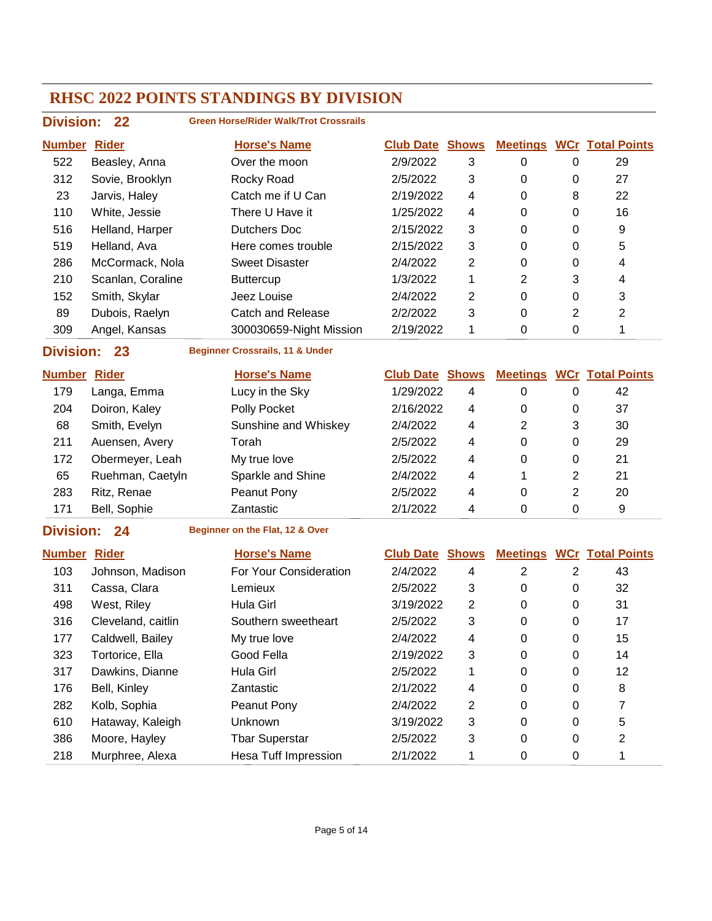# RHSC 2022 POINTS STANDINGS BY DIVISION

## Division: 22

**Green Horse/Rider Walk/Trot Crossrails**

| Number | Rider | Horse's Name | Club Date | Shows | Meetings | WCr | Total Points |
|---|---|---|---|---|---|---|---|
| 522 | Beasley, Anna | Over the moon | 2/9/2022 | 3 | 0 | 0 | 29 |
| 312 | Sovie, Brooklyn | Rocky Road | 2/5/2022 | 3 | 0 | 0 | 27 |
| 23 | Jarvis, Haley | Catch me if U Can | 2/19/2022 | 4 | 0 | 8 | 22 |
| 110 | White, Jessie | There U Have it | 1/25/2022 | 4 | 0 | 0 | 16 |
| 516 | Helland, Harper | Dutchers Doc | 2/15/2022 | 3 | 0 | 0 | 9 |
| 519 | Helland, Ava | Here comes trouble | 2/15/2022 | 3 | 0 | 0 | 5 |
| 286 | McCormack, Nola | Sweet Disaster | 2/4/2022 | 2 | 0 | 0 | 4 |
| 210 | Scanlan, Coraline | Buttercup | 1/3/2022 | 1 | 2 | 3 | 4 |
| 152 | Smith, Skylar | Jeez Louise | 2/4/2022 | 2 | 0 | 0 | 3 |
| 89 | Dubois, Raelyn | Catch and Release | 2/2/2022 | 3 | 0 | 2 | 2 |
| 309 | Angel, Kansas | 300030659-Night Mission | 2/19/2022 | 1 | 0 | 0 | 1 |

## Division: 23

**Beginner Crossrails, 11 & Under**

| Number | Rider | Horse's Name | Club Date | Shows | Meetings | WCr | Total Points |
|---|---|---|---|---|---|---|---|
| 179 | Langa, Emma | Lucy in the Sky | 1/29/2022 | 4 | 0 | 0 | 42 |
| 204 | Doiron, Kaley | Polly Pocket | 2/16/2022 | 4 | 0 | 0 | 37 |
| 68 | Smith, Evelyn | Sunshine and Whiskey | 2/4/2022 | 4 | 2 | 3 | 30 |
| 211 | Auensen, Avery | Torah | 2/5/2022 | 4 | 0 | 0 | 29 |
| 172 | Obermeyer, Leah | My true love | 2/5/2022 | 4 | 0 | 0 | 21 |
| 65 | Ruehman, Caetyln | Sparkle and Shine | 2/4/2022 | 4 | 1 | 2 | 21 |
| 283 | Ritz, Renae | Peanut Pony | 2/5/2022 | 4 | 0 | 2 | 20 |
| 171 | Bell, Sophie | Zantastic | 2/1/2022 | 4 | 0 | 0 | 9 |

## Division: 24

**Beginner on the Flat, 12 & Over**

| Number | Rider | Horse's Name | Club Date | Shows | Meetings | WCr | Total Points |
|---|---|---|---|---|---|---|---|
| 103 | Johnson, Madison | For Your Consideration | 2/4/2022 | 4 | 2 | 2 | 43 |
| 311 | Cassa, Clara | Lemieux | 2/5/2022 | 3 | 0 | 0 | 32 |
| 498 | West, Riley | Hula Girl | 3/19/2022 | 2 | 0 | 0 | 31 |
| 316 | Cleveland, caitlin | Southern sweetheart | 2/5/2022 | 3 | 0 | 0 | 17 |
| 177 | Caldwell, Bailey | My true love | 2/4/2022 | 4 | 0 | 0 | 15 |
| 323 | Tortorice, Ella | Good Fella | 2/19/2022 | 3 | 0 | 0 | 14 |
| 317 | Dawkins, Dianne | Hula Girl | 2/5/2022 | 1 | 0 | 0 | 12 |
| 176 | Bell, Kinley | Zantastic | 2/1/2022 | 4 | 0 | 0 | 8 |
| 282 | Kolb, Sophia | Peanut Pony | 2/4/2022 | 2 | 0 | 0 | 7 |
| 610 | Hataway, Kaleigh | Unknown | 3/19/2022 | 3 | 0 | 0 | 5 |
| 386 | Moore, Hayley | Tbar Superstar | 2/5/2022 | 3 | 0 | 0 | 2 |
| 218 | Murphree, Alexa | Hesa Tuff Impression | 2/1/2022 | 1 | 0 | 0 | 1 |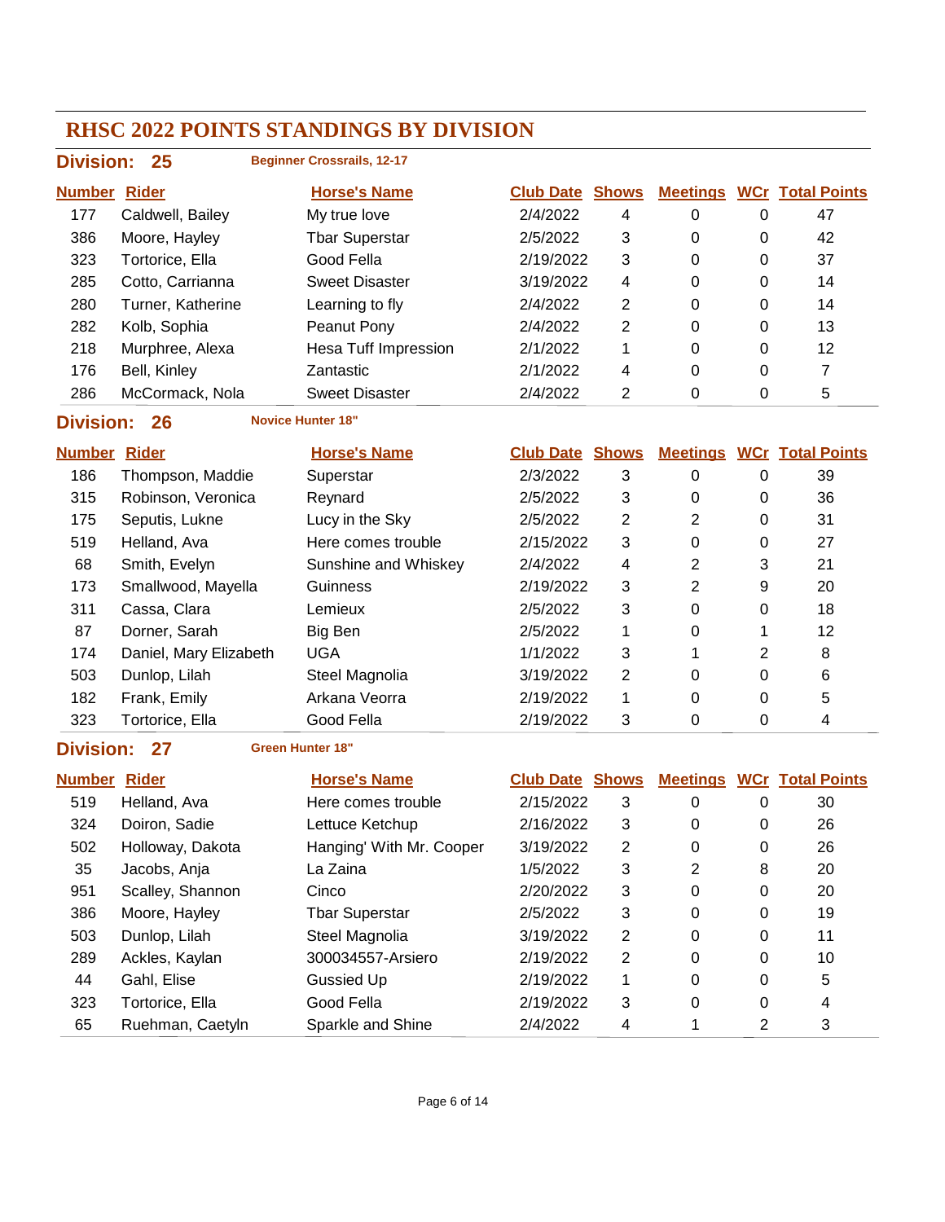# RHSC 2022 POINTS STANDINGS BY DIVISION

## Division: 25 — Beginner Crossrails, 12-17

| Number | Rider | Horse's Name | Club Date | Shows | Meetings | WCr | Total Points |
|---|---|---|---|---|---|---|---|
| 177 | Caldwell, Bailey | My true love | 2/4/2022 | 4 | 0 | 0 | 47 |
| 386 | Moore, Hayley | Tbar Superstar | 2/5/2022 | 3 | 0 | 0 | 42 |
| 323 | Tortorice, Ella | Good Fella | 2/19/2022 | 3 | 0 | 0 | 37 |
| 285 | Cotto, Carrianna | Sweet Disaster | 3/19/2022 | 4 | 0 | 0 | 14 |
| 280 | Turner, Katherine | Learning to fly | 2/4/2022 | 2 | 0 | 0 | 14 |
| 282 | Kolb, Sophia | Peanut Pony | 2/4/2022 | 2 | 0 | 0 | 13 |
| 218 | Murphree, Alexa | Hesa Tuff Impression | 2/1/2022 | 1 | 0 | 0 | 12 |
| 176 | Bell, Kinley | Zantastic | 2/1/2022 | 4 | 0 | 0 | 7 |
| 286 | McCormack, Nola | Sweet Disaster | 2/4/2022 | 2 | 0 | 0 | 5 |

## Division: 26 — Novice Hunter 18"

| Number | Rider | Horse's Name | Club Date | Shows | Meetings | WCr | Total Points |
|---|---|---|---|---|---|---|---|
| 186 | Thompson, Maddie | Superstar | 2/3/2022 | 3 | 0 | 0 | 39 |
| 315 | Robinson, Veronica | Reynard | 2/5/2022 | 3 | 0 | 0 | 36 |
| 175 | Seputis, Lukne | Lucy in the Sky | 2/5/2022 | 2 | 2 | 0 | 31 |
| 519 | Helland, Ava | Here comes trouble | 2/15/2022 | 3 | 0 | 0 | 27 |
| 68 | Smith, Evelyn | Sunshine and Whiskey | 2/4/2022 | 4 | 2 | 3 | 21 |
| 173 | Smallwood, Mayella | Guinness | 2/19/2022 | 3 | 2 | 9 | 20 |
| 311 | Cassa, Clara | Lemieux | 2/5/2022 | 3 | 0 | 0 | 18 |
| 87 | Dorner, Sarah | Big Ben | 2/5/2022 | 1 | 0 | 1 | 12 |
| 174 | Daniel, Mary Elizabeth | UGA | 1/1/2022 | 3 | 1 | 2 | 8 |
| 503 | Dunlop, Lilah | Steel Magnolia | 3/19/2022 | 2 | 0 | 0 | 6 |
| 182 | Frank, Emily | Arkana Veorra | 2/19/2022 | 1 | 0 | 0 | 5 |
| 323 | Tortorice, Ella | Good Fella | 2/19/2022 | 3 | 0 | 0 | 4 |

## Division: 27 — Green Hunter 18"

| Number | Rider | Horse's Name | Club Date | Shows | Meetings | WCr | Total Points |
|---|---|---|---|---|---|---|---|
| 519 | Helland, Ava | Here comes trouble | 2/15/2022 | 3 | 0 | 0 | 30 |
| 324 | Doiron, Sadie | Lettuce Ketchup | 2/16/2022 | 3 | 0 | 0 | 26 |
| 502 | Holloway, Dakota | Hanging' With Mr. Cooper | 3/19/2022 | 2 | 0 | 0 | 26 |
| 35 | Jacobs, Anja | La Zaina | 1/5/2022 | 3 | 2 | 8 | 20 |
| 951 | Scalley, Shannon | Cinco | 2/20/2022 | 3 | 0 | 0 | 20 |
| 386 | Moore, Hayley | Tbar Superstar | 2/5/2022 | 3 | 0 | 0 | 19 |
| 503 | Dunlop, Lilah | Steel Magnolia | 3/19/2022 | 2 | 0 | 0 | 11 |
| 289 | Ackles, Kaylan | 300034557-Arsiero | 2/19/2022 | 2 | 0 | 0 | 10 |
| 44 | Gahl, Elise | Gussied Up | 2/19/2022 | 1 | 0 | 0 | 5 |
| 323 | Tortorice, Ella | Good Fella | 2/19/2022 | 3 | 0 | 0 | 4 |
| 65 | Ruehman, Caetyln | Sparkle and Shine | 2/4/2022 | 4 | 1 | 2 | 3 |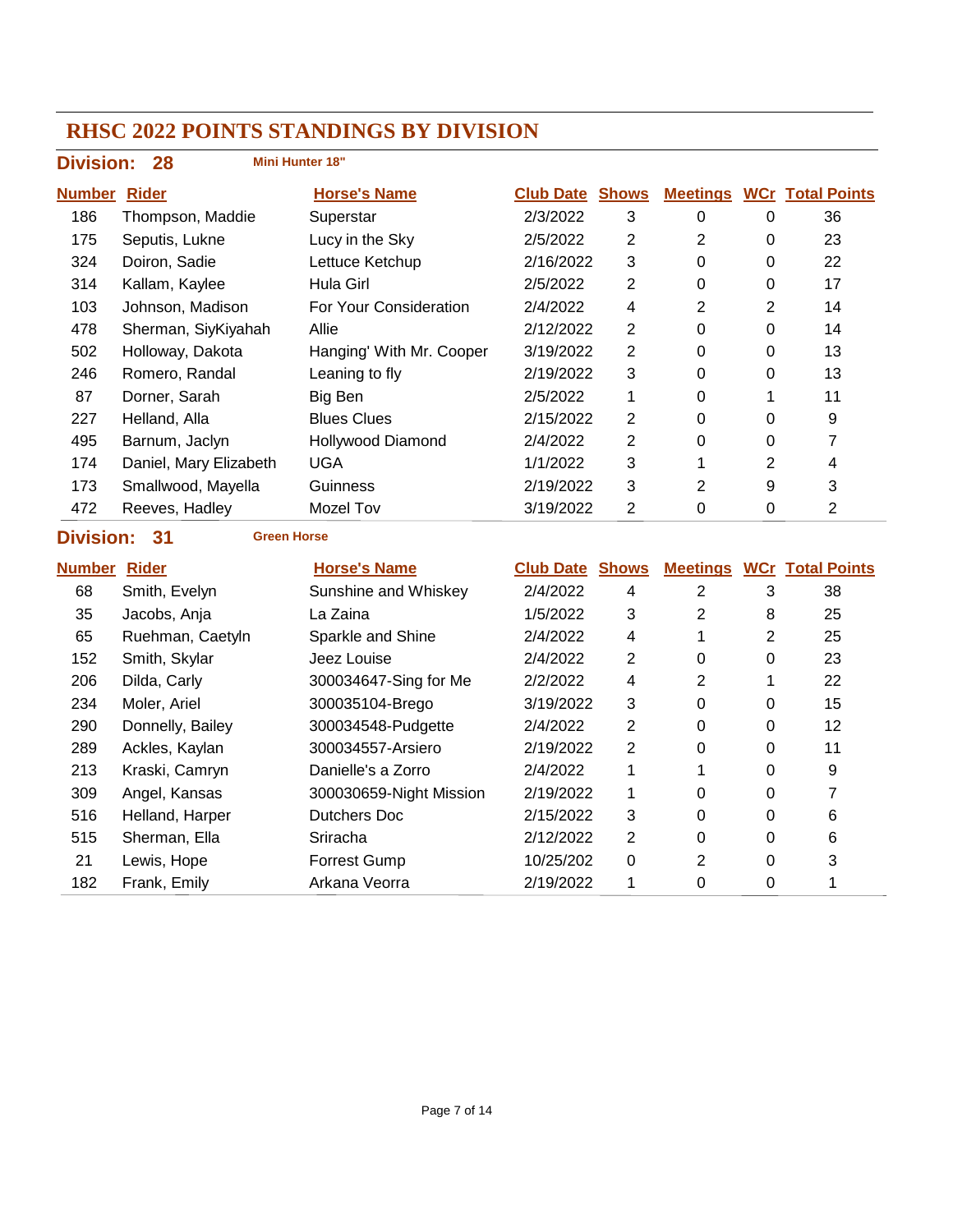# RHSC 2022 POINTS STANDINGS BY DIVISION

## Division: 28 — Mini Hunter 18"

| Number | Rider | Horse's Name | Club Date | Shows | Meetings | WCr | Total Points |
|---|---|---|---|---|---|---|---|
| 186 | Thompson, Maddie | Superstar | 2/3/2022 | 3 | 0 | 0 | 36 |
| 175 | Seputis, Lukne | Lucy in the Sky | 2/5/2022 | 2 | 2 | 0 | 23 |
| 324 | Doiron, Sadie | Lettuce Ketchup | 2/16/2022 | 3 | 0 | 0 | 22 |
| 314 | Kallam, Kaylee | Hula Girl | 2/5/2022 | 2 | 0 | 0 | 17 |
| 103 | Johnson, Madison | For Your Consideration | 2/4/2022 | 4 | 2 | 2 | 14 |
| 478 | Sherman, SiyKiyahah | Allie | 2/12/2022 | 2 | 0 | 0 | 14 |
| 502 | Holloway, Dakota | Hanging' With Mr. Cooper | 3/19/2022 | 2 | 0 | 0 | 13 |
| 246 | Romero, Randal | Leaning to fly | 2/19/2022 | 3 | 0 | 0 | 13 |
| 87 | Dorner, Sarah | Big Ben | 2/5/2022 | 1 | 0 | 1 | 11 |
| 227 | Helland, Alla | Blues Clues | 2/15/2022 | 2 | 0 | 0 | 9 |
| 495 | Barnum, Jaclyn | Hollywood Diamond | 2/4/2022 | 2 | 0 | 0 | 7 |
| 174 | Daniel, Mary Elizabeth | UGA | 1/1/2022 | 3 | 1 | 2 | 4 |
| 173 | Smallwood, Mayella | Guinness | 2/19/2022 | 3 | 2 | 9 | 3 |
| 472 | Reeves, Hadley | Mozel Tov | 3/19/2022 | 2 | 0 | 0 | 2 |

## Division: 31 — Green Horse

| Number | Rider | Horse's Name | Club Date | Shows | Meetings | WCr | Total Points |
|---|---|---|---|---|---|---|---|
| 68 | Smith, Evelyn | Sunshine and Whiskey | 2/4/2022 | 4 | 2 | 3 | 38 |
| 35 | Jacobs, Anja | La Zaina | 1/5/2022 | 3 | 2 | 8 | 25 |
| 65 | Ruehman, Caetyln | Sparkle and Shine | 2/4/2022 | 4 | 1 | 2 | 25 |
| 152 | Smith, Skylar | Jeez Louise | 2/4/2022 | 2 | 0 | 0 | 23 |
| 206 | Dilda, Carly | 300034647-Sing for Me | 2/2/2022 | 4 | 2 | 1 | 22 |
| 234 | Moler, Ariel | 300035104-Brego | 3/19/2022 | 3 | 0 | 0 | 15 |
| 290 | Donnelly, Bailey | 300034548-Pudgette | 2/4/2022 | 2 | 0 | 0 | 12 |
| 289 | Ackles, Kaylan | 300034557-Arsiero | 2/19/2022 | 2 | 0 | 0 | 11 |
| 213 | Kraski, Camryn | Danielle's a Zorro | 2/4/2022 | 1 | 1 | 0 | 9 |
| 309 | Angel, Kansas | 300030659-Night Mission | 2/19/2022 | 1 | 0 | 0 | 7 |
| 516 | Helland, Harper | Dutchers Doc | 2/15/2022 | 3 | 0 | 0 | 6 |
| 515 | Sherman, Ella | Sriracha | 2/12/2022 | 2 | 0 | 0 | 6 |
| 21 | Lewis, Hope | Forrest Gump | 10/25/202 | 0 | 2 | 0 | 3 |
| 182 | Frank, Emily | Arkana Veorra | 2/19/2022 | 1 | 0 | 0 | 1 |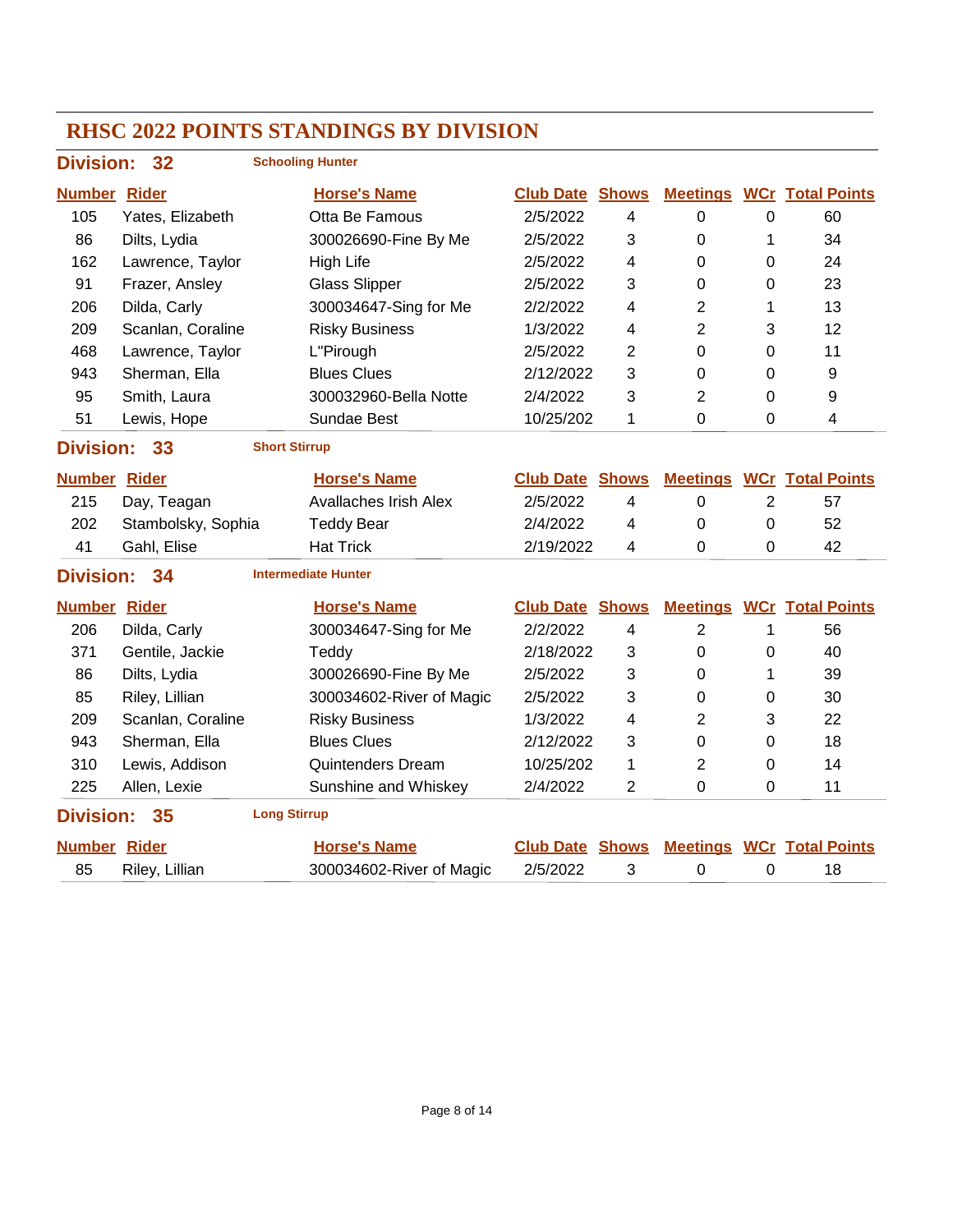# RHSC 2022 POINTS STANDINGS BY DIVISION

## Division: 32 — Schooling Hunter

| Number | Rider | Horse's Name | Club Date | Shows | Meetings | WCr | Total Points |
|---|---|---|---|---|---|---|---|
| 105 | Yates, Elizabeth | Otta Be Famous | 2/5/2022 | 4 | 0 | 0 | 60 |
| 86 | Dilts, Lydia | 300026690-Fine By Me | 2/5/2022 | 3 | 0 | 1 | 34 |
| 162 | Lawrence, Taylor | High Life | 2/5/2022 | 4 | 0 | 0 | 24 |
| 91 | Frazer, Ansley | Glass Slipper | 2/5/2022 | 3 | 0 | 0 | 23 |
| 206 | Dilda, Carly | 300034647-Sing for Me | 2/2/2022 | 4 | 2 | 1 | 13 |
| 209 | Scanlan, Coraline | Risky Business | 1/3/2022 | 4 | 2 | 3 | 12 |
| 468 | Lawrence, Taylor | L"Pirough | 2/5/2022 | 2 | 0 | 0 | 11 |
| 943 | Sherman, Ella | Blues Clues | 2/12/2022 | 3 | 0 | 0 | 9 |
| 95 | Smith, Laura | 300032960-Bella Notte | 2/4/2022 | 3 | 2 | 0 | 9 |
| 51 | Lewis, Hope | Sundae Best | 10/25/202 | 1 | 0 | 0 | 4 |

## Division: 33 — Short Stirrup

| Number | Rider | Horse's Name | Club Date | Shows | Meetings | WCr | Total Points |
|---|---|---|---|---|---|---|---|
| 215 | Day, Teagan | Avallaches Irish Alex | 2/5/2022 | 4 | 0 | 2 | 57 |
| 202 | Stambolsky, Sophia | Teddy Bear | 2/4/2022 | 4 | 0 | 0 | 52 |
| 41 | Gahl, Elise | Hat Trick | 2/19/2022 | 4 | 0 | 0 | 42 |

## Division: 34 — Intermediate Hunter

| Number | Rider | Horse's Name | Club Date | Shows | Meetings | WCr | Total Points |
|---|---|---|---|---|---|---|---|
| 206 | Dilda, Carly | 300034647-Sing for Me | 2/2/2022 | 4 | 2 | 1 | 56 |
| 371 | Gentile, Jackie | Teddy | 2/18/2022 | 3 | 0 | 0 | 40 |
| 86 | Dilts, Lydia | 300026690-Fine By Me | 2/5/2022 | 3 | 0 | 1 | 39 |
| 85 | Riley, Lillian | 300034602-River of Magic | 2/5/2022 | 3 | 0 | 0 | 30 |
| 209 | Scanlan, Coraline | Risky Business | 1/3/2022 | 4 | 2 | 3 | 22 |
| 943 | Sherman, Ella | Blues Clues | 2/12/2022 | 3 | 0 | 0 | 18 |
| 310 | Lewis, Addison | Quintenders Dream | 10/25/202 | 1 | 2 | 0 | 14 |
| 225 | Allen, Lexie | Sunshine and Whiskey | 2/4/2022 | 2 | 0 | 0 | 11 |

## Division: 35 — Long Stirrup

| Number | Rider | Horse's Name | Club Date | Shows | Meetings | WCr | Total Points |
|---|---|---|---|---|---|---|---|
| 85 | Riley, Lillian | 300034602-River of Magic | 2/5/2022 | 3 | 0 | 0 | 18 |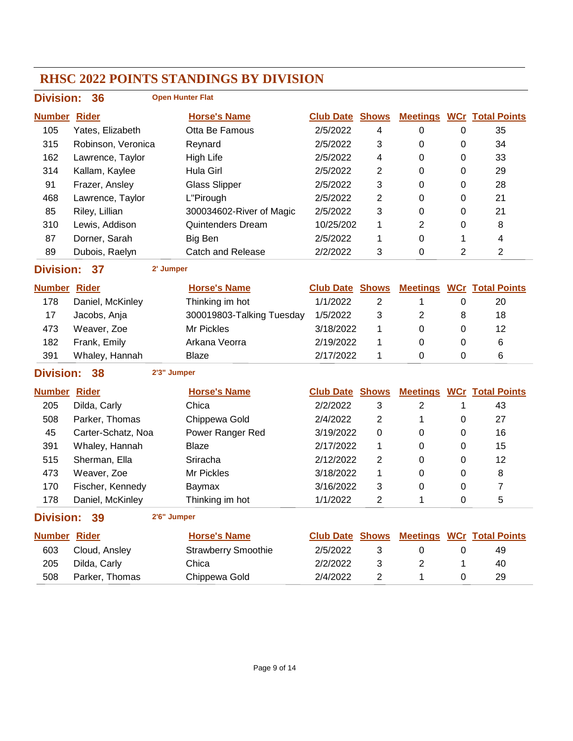# RHSC 2022 POINTS STANDINGS BY DIVISION

## Division: 36 — Open Hunter Flat

| Number | Rider | Horse's Name | Club Date | Shows | Meetings | WCr | Total Points |
|---|---|---|---|---|---|---|---|
| 105 | Yates, Elizabeth | Otta Be Famous | 2/5/2022 | 4 | 0 | 0 | 35 |
| 315 | Robinson, Veronica | Reynard | 2/5/2022 | 3 | 0 | 0 | 34 |
| 162 | Lawrence, Taylor | High Life | 2/5/2022 | 4 | 0 | 0 | 33 |
| 314 | Kallam, Kaylee | Hula Girl | 2/5/2022 | 2 | 0 | 0 | 29 |
| 91 | Frazer, Ansley | Glass Slipper | 2/5/2022 | 3 | 0 | 0 | 28 |
| 468 | Lawrence, Taylor | L"Pirough | 2/5/2022 | 2 | 0 | 0 | 21 |
| 85 | Riley, Lillian | 300034602-River of Magic | 2/5/2022 | 3 | 0 | 0 | 21 |
| 310 | Lewis, Addison | Quintenders Dream | 10/25/202 | 1 | 2 | 0 | 8 |
| 87 | Dorner, Sarah | Big Ben | 2/5/2022 | 1 | 0 | 1 | 4 |
| 89 | Dubois, Raelyn | Catch and Release | 2/2/2022 | 3 | 0 | 2 | 2 |

## Division: 37 — 2' Jumper

| Number | Rider | Horse's Name | Club Date | Shows | Meetings | WCr | Total Points |
|---|---|---|---|---|---|---|---|
| 178 | Daniel, McKinley | Thinking im hot | 1/1/2022 | 2 | 1 | 0 | 20 |
| 17 | Jacobs, Anja | 300019803-Talking Tuesday | 1/5/2022 | 3 | 2 | 8 | 18 |
| 473 | Weaver, Zoe | Mr Pickles | 3/18/2022 | 1 | 0 | 0 | 12 |
| 182 | Frank, Emily | Arkana Veorra | 2/19/2022 | 1 | 0 | 0 | 6 |
| 391 | Whaley, Hannah | Blaze | 2/17/2022 | 1 | 0 | 0 | 6 |

## Division: 38 — 2'3" Jumper

| Number | Rider | Horse's Name | Club Date | Shows | Meetings | WCr | Total Points |
|---|---|---|---|---|---|---|---|
| 205 | Dilda, Carly | Chica | 2/2/2022 | 3 | 2 | 1 | 43 |
| 508 | Parker, Thomas | Chippewa Gold | 2/4/2022 | 2 | 1 | 0 | 27 |
| 45 | Carter-Schatz, Noa | Power Ranger Red | 3/19/2022 | 0 | 0 | 0 | 16 |
| 391 | Whaley, Hannah | Blaze | 2/17/2022 | 1 | 0 | 0 | 15 |
| 515 | Sherman, Ella | Sriracha | 2/12/2022 | 2 | 0 | 0 | 12 |
| 473 | Weaver, Zoe | Mr Pickles | 3/18/2022 | 1 | 0 | 0 | 8 |
| 170 | Fischer, Kennedy | Baymax | 3/16/2022 | 3 | 0 | 0 | 7 |
| 178 | Daniel, McKinley | Thinking im hot | 1/1/2022 | 2 | 1 | 0 | 5 |

## Division: 39 — 2'6" Jumper

| Number | Rider | Horse's Name | Club Date | Shows | Meetings | WCr | Total Points |
|---|---|---|---|---|---|---|---|
| 603 | Cloud, Ansley | Strawberry Smoothie | 2/5/2022 | 3 | 0 | 0 | 49 |
| 205 | Dilda, Carly | Chica | 2/2/2022 | 3 | 2 | 1 | 40 |
| 508 | Parker, Thomas | Chippewa Gold | 2/4/2022 | 2 | 1 | 0 | 29 |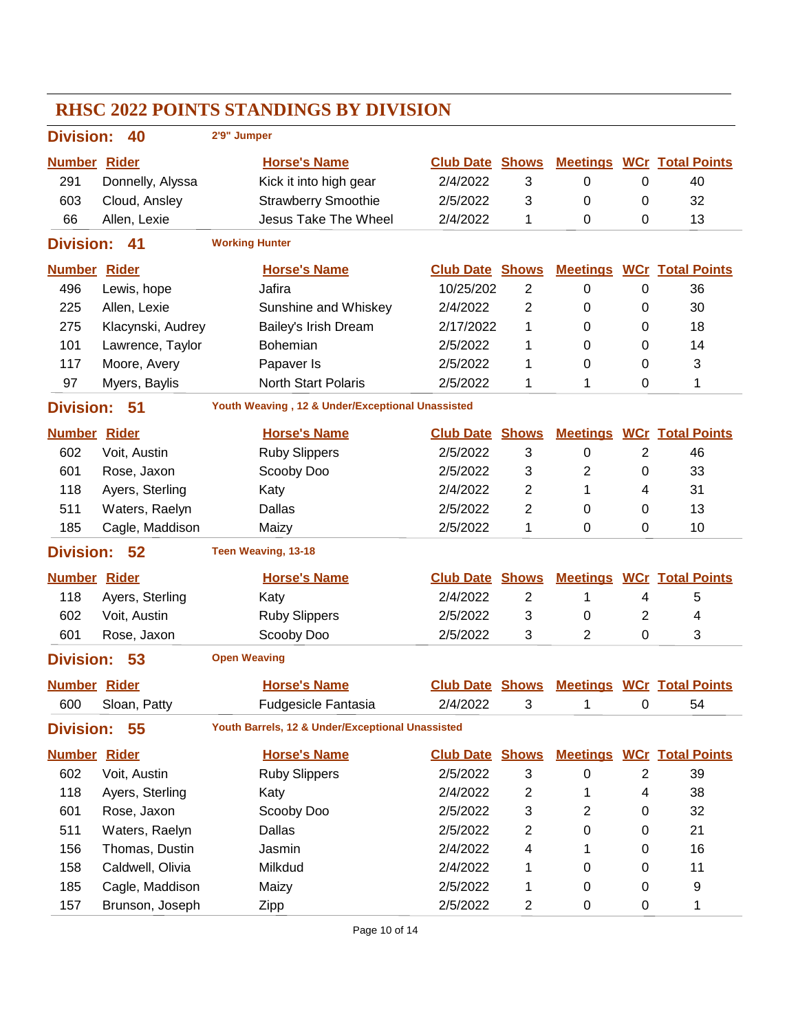# RHSC 2022 POINTS STANDINGS BY DIVISION

## Division: 40 — 2'9" Jumper

| Number | Rider | Horse's Name | Club Date | Shows | Meetings | WCr | Total Points |
|---|---|---|---|---|---|---|---|
| 291 | Donnelly, Alyssa | Kick it into high gear | 2/4/2022 | 3 | 0 | 0 | 40 |
| 603 | Cloud, Ansley | Strawberry Smoothie | 2/5/2022 | 3 | 0 | 0 | 32 |
| 66 | Allen, Lexie | Jesus Take The Wheel | 2/4/2022 | 1 | 0 | 0 | 13 |

## Division: 41 — Working Hunter

| Number | Rider | Horse's Name | Club Date | Shows | Meetings | WCr | Total Points |
|---|---|---|---|---|---|---|---|
| 496 | Lewis, hope | Jafira | 10/25/202 | 2 | 0 | 0 | 36 |
| 225 | Allen, Lexie | Sunshine and Whiskey | 2/4/2022 | 2 | 0 | 0 | 30 |
| 275 | Klacynski, Audrey | Bailey's Irish Dream | 2/17/2022 | 1 | 0 | 0 | 18 |
| 101 | Lawrence, Taylor | Bohemian | 2/5/2022 | 1 | 0 | 0 | 14 |
| 117 | Moore, Avery | Papaver Is | 2/5/2022 | 1 | 0 | 0 | 3 |
| 97 | Myers, Baylis | North Start Polaris | 2/5/2022 | 1 | 1 | 0 | 1 |

## Division: 51 — Youth Weaving , 12 & Under/Exceptional Unassisted

| Number | Rider | Horse's Name | Club Date | Shows | Meetings | WCr | Total Points |
|---|---|---|---|---|---|---|---|
| 602 | Voit, Austin | Ruby Slippers | 2/5/2022 | 3 | 0 | 2 | 46 |
| 601 | Rose, Jaxon | Scooby Doo | 2/5/2022 | 3 | 2 | 0 | 33 |
| 118 | Ayers, Sterling | Katy | 2/4/2022 | 2 | 1 | 4 | 31 |
| 511 | Waters, Raelyn | Dallas | 2/5/2022 | 2 | 0 | 0 | 13 |
| 185 | Cagle, Maddison | Maizy | 2/5/2022 | 1 | 0 | 0 | 10 |

## Division: 52 — Teen Weaving, 13-18

| Number | Rider | Horse's Name | Club Date | Shows | Meetings | WCr | Total Points |
|---|---|---|---|---|---|---|---|
| 118 | Ayers, Sterling | Katy | 2/4/2022 | 2 | 1 | 4 | 5 |
| 602 | Voit, Austin | Ruby Slippers | 2/5/2022 | 3 | 0 | 2 | 4 |
| 601 | Rose, Jaxon | Scooby Doo | 2/5/2022 | 3 | 2 | 0 | 3 |

## Division: 53 — Open Weaving

| Number | Rider | Horse's Name | Club Date | Shows | Meetings | WCr | Total Points |
|---|---|---|---|---|---|---|---|
| 600 | Sloan, Patty | Fudgesicle Fantasia | 2/4/2022 | 3 | 1 | 0 | 54 |

## Division: 55 — Youth Barrels, 12 & Under/Exceptional Unassisted

| Number | Rider | Horse's Name | Club Date | Shows | Meetings | WCr | Total Points |
|---|---|---|---|---|---|---|---|
| 602 | Voit, Austin | Ruby Slippers | 2/5/2022 | 3 | 0 | 2 | 39 |
| 118 | Ayers, Sterling | Katy | 2/4/2022 | 2 | 1 | 4 | 38 |
| 601 | Rose, Jaxon | Scooby Doo | 2/5/2022 | 3 | 2 | 0 | 32 |
| 511 | Waters, Raelyn | Dallas | 2/5/2022 | 2 | 0 | 0 | 21 |
| 156 | Thomas, Dustin | Jasmin | 2/4/2022 | 4 | 1 | 0 | 16 |
| 158 | Caldwell, Olivia | Milkdud | 2/4/2022 | 1 | 0 | 0 | 11 |
| 185 | Cagle, Maddison | Maizy | 2/5/2022 | 1 | 0 | 0 | 9 |
| 157 | Brunson, Joseph | Zipp | 2/5/2022 | 2 | 0 | 0 | 1 |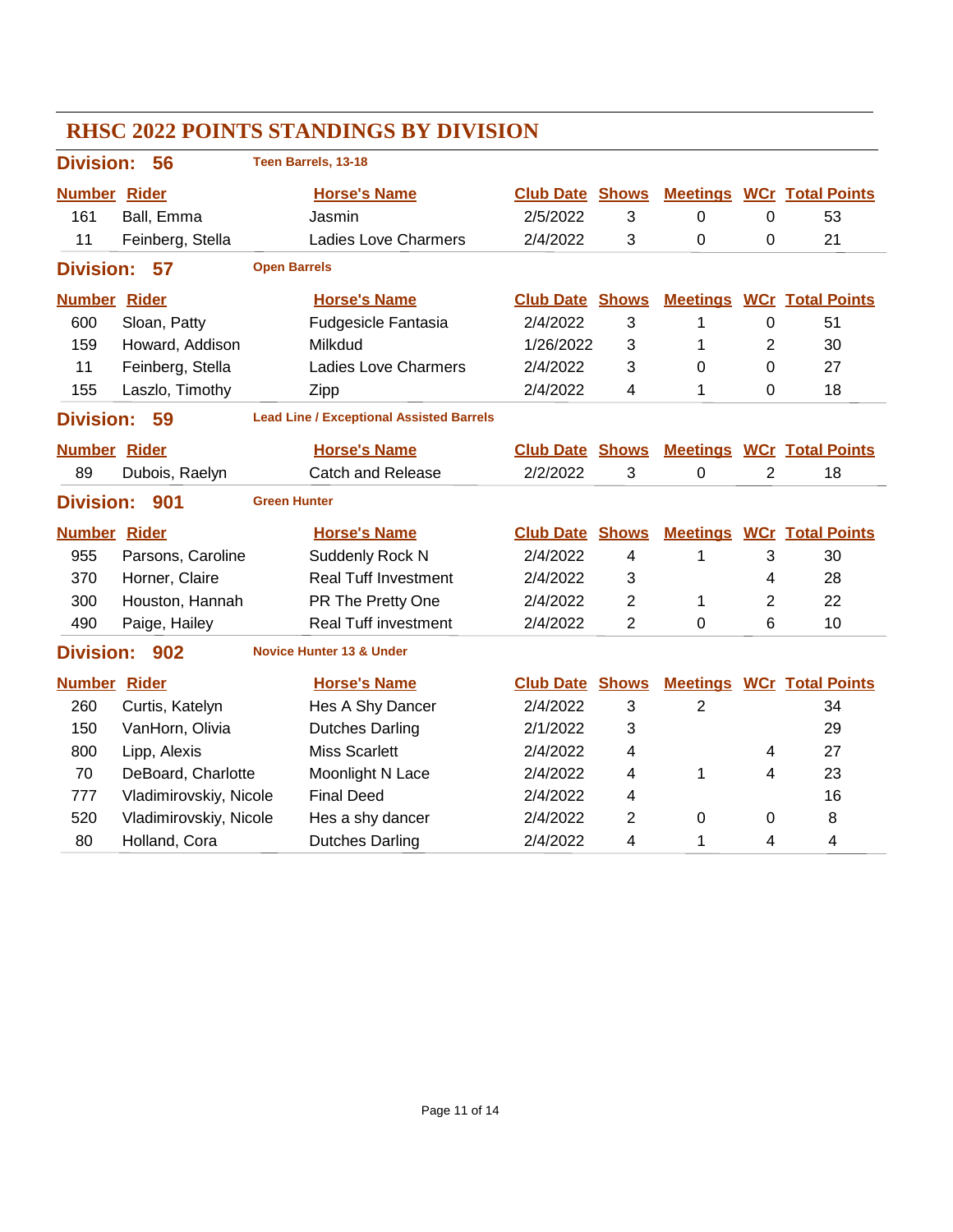# RHSC 2022 POINTS STANDINGS BY DIVISION

## Division: 56 — Teen Barrels, 13-18

| Number | Rider | Horse's Name | Club Date | Shows | Meetings | WCr | Total Points |
|---|---|---|---|---|---|---|---|
| 161 | Ball, Emma | Jasmin | 2/5/2022 | 3 | 0 | 0 | 53 |
| 11 | Feinberg, Stella | Ladies Love Charmers | 2/4/2022 | 3 | 0 | 0 | 21 |

## Division: 57 — Open Barrels

| Number | Rider | Horse's Name | Club Date | Shows | Meetings | WCr | Total Points |
|---|---|---|---|---|---|---|---|
| 600 | Sloan, Patty | Fudgesicle Fantasia | 2/4/2022 | 3 | 1 | 0 | 51 |
| 159 | Howard, Addison | Milkdud | 1/26/2022 | 3 | 1 | 2 | 30 |
| 11 | Feinberg, Stella | Ladies Love Charmers | 2/4/2022 | 3 | 0 | 0 | 27 |
| 155 | Laszlo, Timothy | Zipp | 2/4/2022 | 4 | 1 | 0 | 18 |

## Division: 59 — Lead Line / Exceptional Assisted Barrels

| Number | Rider | Horse's Name | Club Date | Shows | Meetings | WCr | Total Points |
|---|---|---|---|---|---|---|---|
| 89 | Dubois, Raelyn | Catch and Release | 2/2/2022 | 3 | 0 | 2 | 18 |

## Division: 901 — Green Hunter

| Number | Rider | Horse's Name | Club Date | Shows | Meetings | WCr | Total Points |
|---|---|---|---|---|---|---|---|
| 955 | Parsons, Caroline | Suddenly Rock N | 2/4/2022 | 4 | 1 | 3 | 30 |
| 370 | Horner, Claire | Real Tuff Investment | 2/4/2022 | 3 | | 4 | 28 |
| 300 | Houston, Hannah | PR The Pretty One | 2/4/2022 | 2 | 1 | 2 | 22 |
| 490 | Paige, Hailey | Real Tuff investment | 2/4/2022 | 2 | 0 | 6 | 10 |

## Division: 902 — Novice Hunter 13 & Under

| Number | Rider | Horse's Name | Club Date | Shows | Meetings | WCr | Total Points |
|---|---|---|---|---|---|---|---|
| 260 | Curtis, Katelyn | Hes A Shy Dancer | 2/4/2022 | 3 | 2 | | 34 |
| 150 | VanHorn, Olivia | Dutches Darling | 2/1/2022 | 3 | | | 29 |
| 800 | Lipp, Alexis | Miss Scarlett | 2/4/2022 | 4 | | 4 | 27 |
| 70 | DeBoard, Charlotte | Moonlight N Lace | 2/4/2022 | 4 | 1 | 4 | 23 |
| 777 | Vladimirovskiy, Nicole | Final Deed | 2/4/2022 | 4 | | | 16 |
| 520 | Vladimirovskiy, Nicole | Hes a shy dancer | 2/4/2022 | 2 | 0 | 0 | 8 |
| 80 | Holland, Cora | Dutches Darling | 2/4/2022 | 4 | 1 | 4 | 4 |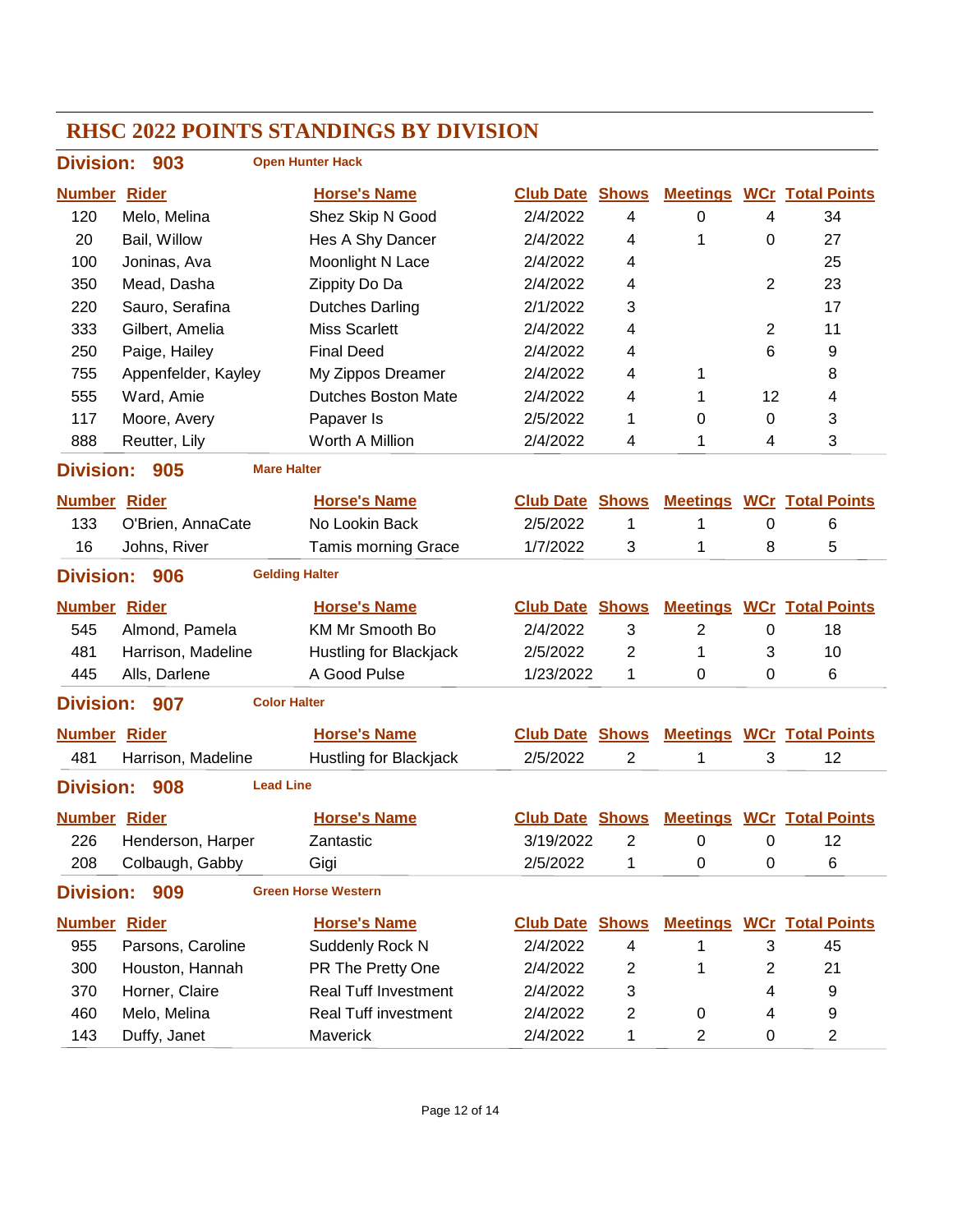# RHSC 2022 POINTS STANDINGS BY DIVISION

## Division: 903 — Open Hunter Hack

| Number | Rider | Horse's Name | Club Date | Shows | Meetings | WCr | Total Points |
|---|---|---|---|---|---|---|---|
| 120 | Melo, Melina | Shez Skip N Good | 2/4/2022 | 4 | 0 | 4 | 34 |
| 20 | Bail, Willow | Hes A Shy Dancer | 2/4/2022 | 4 | 1 | 0 | 27 |
| 100 | Joninas, Ava | Moonlight N Lace | 2/4/2022 | 4 | | | 25 |
| 350 | Mead, Dasha | Zippity Do Da | 2/4/2022 | 4 | | 2 | 23 |
| 220 | Sauro, Serafina | Dutches Darling | 2/1/2022 | 3 | | | 17 |
| 333 | Gilbert, Amelia | Miss Scarlett | 2/4/2022 | 4 | | 2 | 11 |
| 250 | Paige, Hailey | Final Deed | 2/4/2022 | 4 | | 6 | 9 |
| 755 | Appenfelder, Kayley | My Zippos Dreamer | 2/4/2022 | 4 | 1 | | 8 |
| 555 | Ward, Amie | Dutches Boston Mate | 2/4/2022 | 4 | 1 | 12 | 4 |
| 117 | Moore, Avery | Papaver Is | 2/5/2022 | 1 | 0 | 0 | 3 |
| 888 | Reutter, Lily | Worth A Million | 2/4/2022 | 4 | 1 | 4 | 3 |

## Division: 905 — Mare Halter

| Number | Rider | Horse's Name | Club Date | Shows | Meetings | WCr | Total Points |
|---|---|---|---|---|---|---|---|
| 133 | O'Brien, AnnaCate | No Lookin Back | 2/5/2022 | 1 | 1 | 0 | 6 |
| 16 | Johns, River | Tamis morning Grace | 1/7/2022 | 3 | 1 | 8 | 5 |

## Division: 906 — Gelding Halter

| Number | Rider | Horse's Name | Club Date | Shows | Meetings | WCr | Total Points |
|---|---|---|---|---|---|---|---|
| 545 | Almond, Pamela | KM Mr Smooth Bo | 2/4/2022 | 3 | 2 | 0 | 18 |
| 481 | Harrison, Madeline | Hustling for Blackjack | 2/5/2022 | 2 | 1 | 3 | 10 |
| 445 | Alls, Darlene | A Good Pulse | 1/23/2022 | 1 | 0 | 0 | 6 |

## Division: 907 — Color Halter

| Number | Rider | Horse's Name | Club Date | Shows | Meetings | WCr | Total Points |
|---|---|---|---|---|---|---|---|
| 481 | Harrison, Madeline | Hustling for Blackjack | 2/5/2022 | 2 | 1 | 3 | 12 |

## Division: 908 — Lead Line

| Number | Rider | Horse's Name | Club Date | Shows | Meetings | WCr | Total Points |
|---|---|---|---|---|---|---|---|
| 226 | Henderson, Harper | Zantastic | 3/19/2022 | 2 | 0 | 0 | 12 |
| 208 | Colbaugh, Gabby | Gigi | 2/5/2022 | 1 | 0 | 0 | 6 |

## Division: 909 — Green Horse Western

| Number | Rider | Horse's Name | Club Date | Shows | Meetings | WCr | Total Points |
|---|---|---|---|---|---|---|---|
| 955 | Parsons, Caroline | Suddenly Rock N | 2/4/2022 | 4 | 1 | 3 | 45 |
| 300 | Houston, Hannah | PR The Pretty One | 2/4/2022 | 2 | 1 | 2 | 21 |
| 370 | Horner, Claire | Real Tuff Investment | 2/4/2022 | 3 | | 4 | 9 |
| 460 | Melo, Melina | Real Tuff investment | 2/4/2022 | 2 | 0 | 4 | 9 |
| 143 | Duffy, Janet | Maverick | 2/4/2022 | 1 | 2 | 0 | 2 |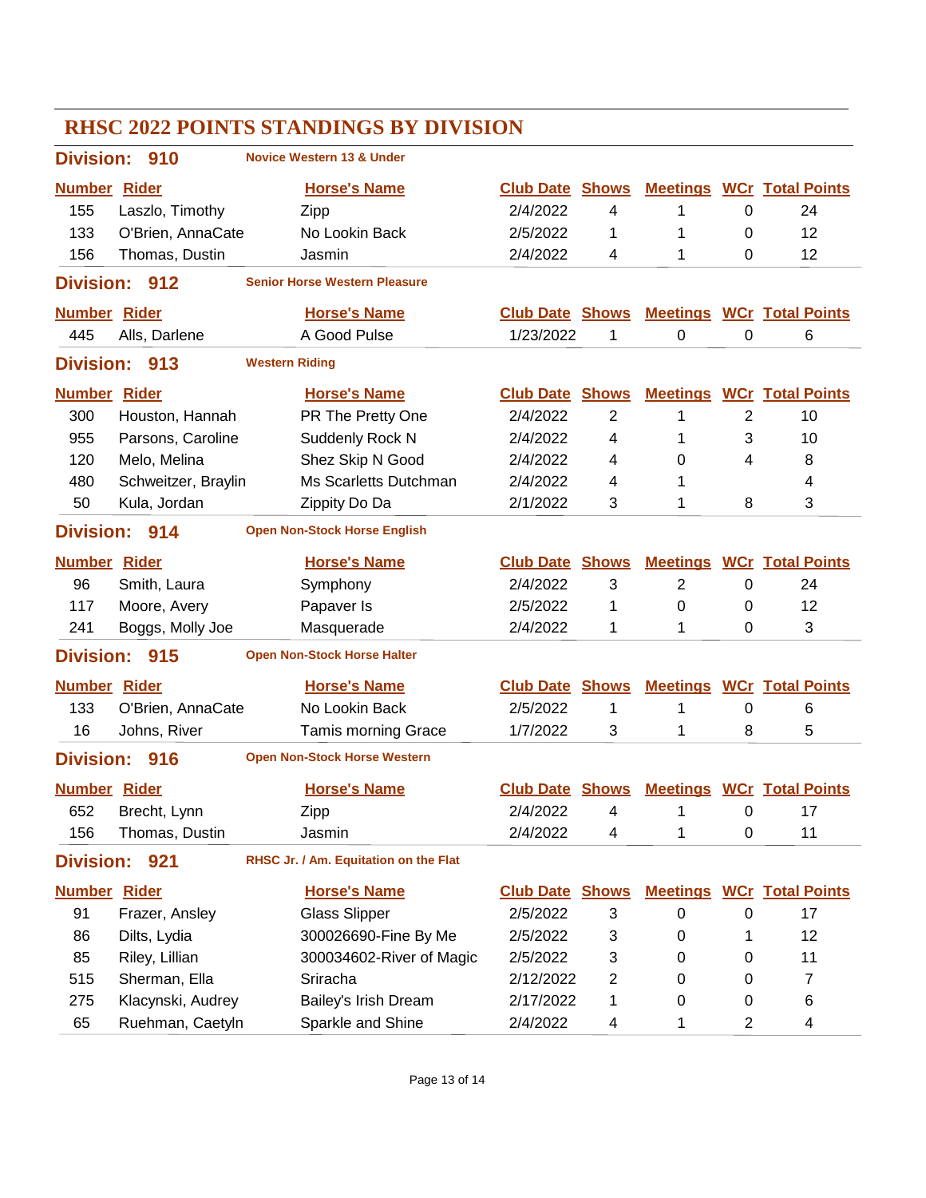# RHSC 2022 POINTS STANDINGS BY DIVISION

## Division: 910 — Novice Western 13 & Under

| Number | Rider | Horse's Name | Club Date | Shows | Meetings | WCr | Total Points |
|---|---|---|---|---|---|---|---|
| 155 | Laszlo, Timothy | Zipp | 2/4/2022 | 4 | 1 | 0 | 24 |
| 133 | O'Brien, AnnaCate | No Lookin Back | 2/5/2022 | 1 | 1 | 0 | 12 |
| 156 | Thomas, Dustin | Jasmin | 2/4/2022 | 4 | 1 | 0 | 12 |

## Division: 912 — Senior Horse Western Pleasure

| Number | Rider | Horse's Name | Club Date | Shows | Meetings | WCr | Total Points |
|---|---|---|---|---|---|---|---|
| 445 | Alls, Darlene | A Good Pulse | 1/23/2022 | 1 | 0 | 0 | 6 |

## Division: 913 — Western Riding

| Number | Rider | Horse's Name | Club Date | Shows | Meetings | WCr | Total Points |
|---|---|---|---|---|---|---|---|
| 300 | Houston, Hannah | PR The Pretty One | 2/4/2022 | 2 | 1 | 2 | 10 |
| 955 | Parsons, Caroline | Suddenly Rock N | 2/4/2022 | 4 | 1 | 3 | 10 |
| 120 | Melo, Melina | Shez Skip N Good | 2/4/2022 | 4 | 0 | 4 | 8 |
| 480 | Schweitzer, Braylin | Ms Scarletts Dutchman | 2/4/2022 | 4 | 1 | | 4 |
| 50 | Kula, Jordan | Zippity Do Da | 2/1/2022 | 3 | 1 | 8 | 3 |

## Division: 914 — Open Non-Stock Horse English

| Number | Rider | Horse's Name | Club Date | Shows | Meetings | WCr | Total Points |
|---|---|---|---|---|---|---|---|
| 96 | Smith, Laura | Symphony | 2/4/2022 | 3 | 2 | 0 | 24 |
| 117 | Moore, Avery | Papaver Is | 2/5/2022 | 1 | 0 | 0 | 12 |
| 241 | Boggs, Molly Joe | Masquerade | 2/4/2022 | 1 | 1 | 0 | 3 |

## Division: 915 — Open Non-Stock Horse Halter

| Number | Rider | Horse's Name | Club Date | Shows | Meetings | WCr | Total Points |
|---|---|---|---|---|---|---|---|
| 133 | O'Brien, AnnaCate | No Lookin Back | 2/5/2022 | 1 | 1 | 0 | 6 |
| 16 | Johns, River | Tamis morning Grace | 1/7/2022 | 3 | 1 | 8 | 5 |

## Division: 916 — Open Non-Stock Horse Western

| Number | Rider | Horse's Name | Club Date | Shows | Meetings | WCr | Total Points |
|---|---|---|---|---|---|---|---|
| 652 | Brecht, Lynn | Zipp | 2/4/2022 | 4 | 1 | 0 | 17 |
| 156 | Thomas, Dustin | Jasmin | 2/4/2022 | 4 | 1 | 0 | 11 |

## Division: 921 — RHSC Jr. / Am. Equitation on the Flat

| Number | Rider | Horse's Name | Club Date | Shows | Meetings | WCr | Total Points |
|---|---|---|---|---|---|---|---|
| 91 | Frazer, Ansley | Glass Slipper | 2/5/2022 | 3 | 0 | 0 | 17 |
| 86 | Dilts, Lydia | 300026690-Fine By Me | 2/5/2022 | 3 | 0 | 1 | 12 |
| 85 | Riley, Lillian | 300034602-River of Magic | 2/5/2022 | 3 | 0 | 0 | 11 |
| 515 | Sherman, Ella | Sriracha | 2/12/2022 | 2 | 0 | 0 | 7 |
| 275 | Klacynski, Audrey | Bailey's Irish Dream | 2/17/2022 | 1 | 0 | 0 | 6 |
| 65 | Ruehman, Caetyln | Sparkle and Shine | 2/4/2022 | 4 | 1 | 2 | 4 |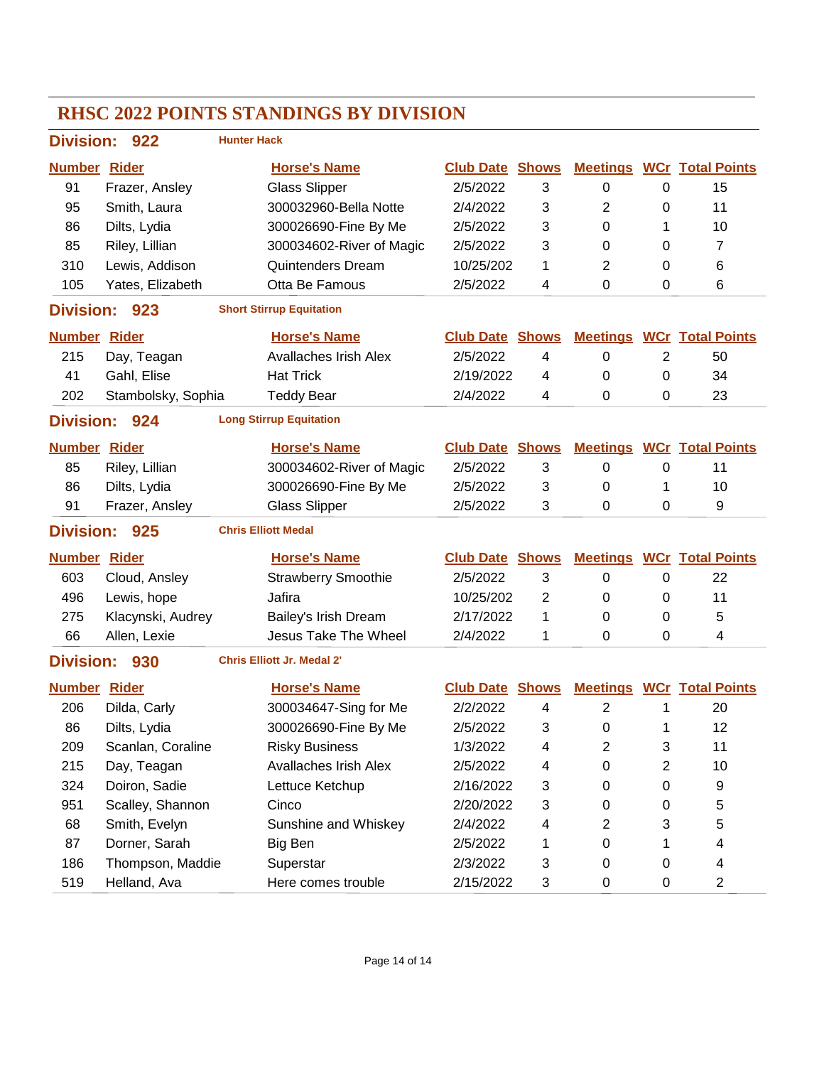# RHSC 2022 POINTS STANDINGS BY DIVISION

## Division: 922 Hunter Hack

| Number | Rider | Horse's Name | Club Date | Shows | Meetings | WCr | Total Points |
|---|---|---|---|---|---|---|---|
| 91 | Frazer, Ansley | Glass Slipper | 2/5/2022 | 3 | 0 | 0 | 15 |
| 95 | Smith, Laura | 300032960-Bella Notte | 2/4/2022 | 3 | 2 | 0 | 11 |
| 86 | Dilts, Lydia | 300026690-Fine By Me | 2/5/2022 | 3 | 0 | 1 | 10 |
| 85 | Riley, Lillian | 300034602-River of Magic | 2/5/2022 | 3 | 0 | 0 | 7 |
| 310 | Lewis, Addison | Quintenders Dream | 10/25/202 | 1 | 2 | 0 | 6 |
| 105 | Yates, Elizabeth | Otta Be Famous | 2/5/2022 | 4 | 0 | 0 | 6 |

## Division: 923 Short Stirrup Equitation

| Number | Rider | Horse's Name | Club Date | Shows | Meetings | WCr | Total Points |
|---|---|---|---|---|---|---|---|
| 215 | Day, Teagan | Avallaches Irish Alex | 2/5/2022 | 4 | 0 | 2 | 50 |
| 41 | Gahl, Elise | Hat Trick | 2/19/2022 | 4 | 0 | 0 | 34 |
| 202 | Stambolsky, Sophia | Teddy Bear | 2/4/2022 | 4 | 0 | 0 | 23 |

## Division: 924 Long Stirrup Equitation

| Number | Rider | Horse's Name | Club Date | Shows | Meetings | WCr | Total Points |
|---|---|---|---|---|---|---|---|
| 85 | Riley, Lillian | 300034602-River of Magic | 2/5/2022 | 3 | 0 | 0 | 11 |
| 86 | Dilts, Lydia | 300026690-Fine By Me | 2/5/2022 | 3 | 0 | 1 | 10 |
| 91 | Frazer, Ansley | Glass Slipper | 2/5/2022 | 3 | 0 | 0 | 9 |

## Division: 925 Chris Elliott Medal

| Number | Rider | Horse's Name | Club Date | Shows | Meetings | WCr | Total Points |
|---|---|---|---|---|---|---|---|
| 603 | Cloud, Ansley | Strawberry Smoothie | 2/5/2022 | 3 | 0 | 0 | 22 |
| 496 | Lewis, hope | Jafira | 10/25/202 | 2 | 0 | 0 | 11 |
| 275 | Klacynski, Audrey | Bailey's Irish Dream | 2/17/2022 | 1 | 0 | 0 | 5 |
| 66 | Allen, Lexie | Jesus Take The Wheel | 2/4/2022 | 1 | 0 | 0 | 4 |

## Division: 930 Chris Elliott Jr. Medal 2'

| Number | Rider | Horse's Name | Club Date | Shows | Meetings | WCr | Total Points |
|---|---|---|---|---|---|---|---|
| 206 | Dilda, Carly | 300034647-Sing for Me | 2/2/2022 | 4 | 2 | 1 | 20 |
| 86 | Dilts, Lydia | 300026690-Fine By Me | 2/5/2022 | 3 | 0 | 1 | 12 |
| 209 | Scanlan, Coraline | Risky Business | 1/3/2022 | 4 | 2 | 3 | 11 |
| 215 | Day, Teagan | Avallaches Irish Alex | 2/5/2022 | 4 | 0 | 2 | 10 |
| 324 | Doiron, Sadie | Lettuce Ketchup | 2/16/2022 | 3 | 0 | 0 | 9 |
| 951 | Scalley, Shannon | Cinco | 2/20/2022 | 3 | 0 | 0 | 5 |
| 68 | Smith, Evelyn | Sunshine and Whiskey | 2/4/2022 | 4 | 2 | 3 | 5 |
| 87 | Dorner, Sarah | Big Ben | 2/5/2022 | 1 | 0 | 1 | 4 |
| 186 | Thompson, Maddie | Superstar | 2/3/2022 | 3 | 0 | 0 | 4 |
| 519 | Helland, Ava | Here comes trouble | 2/15/2022 | 3 | 0 | 0 | 2 |